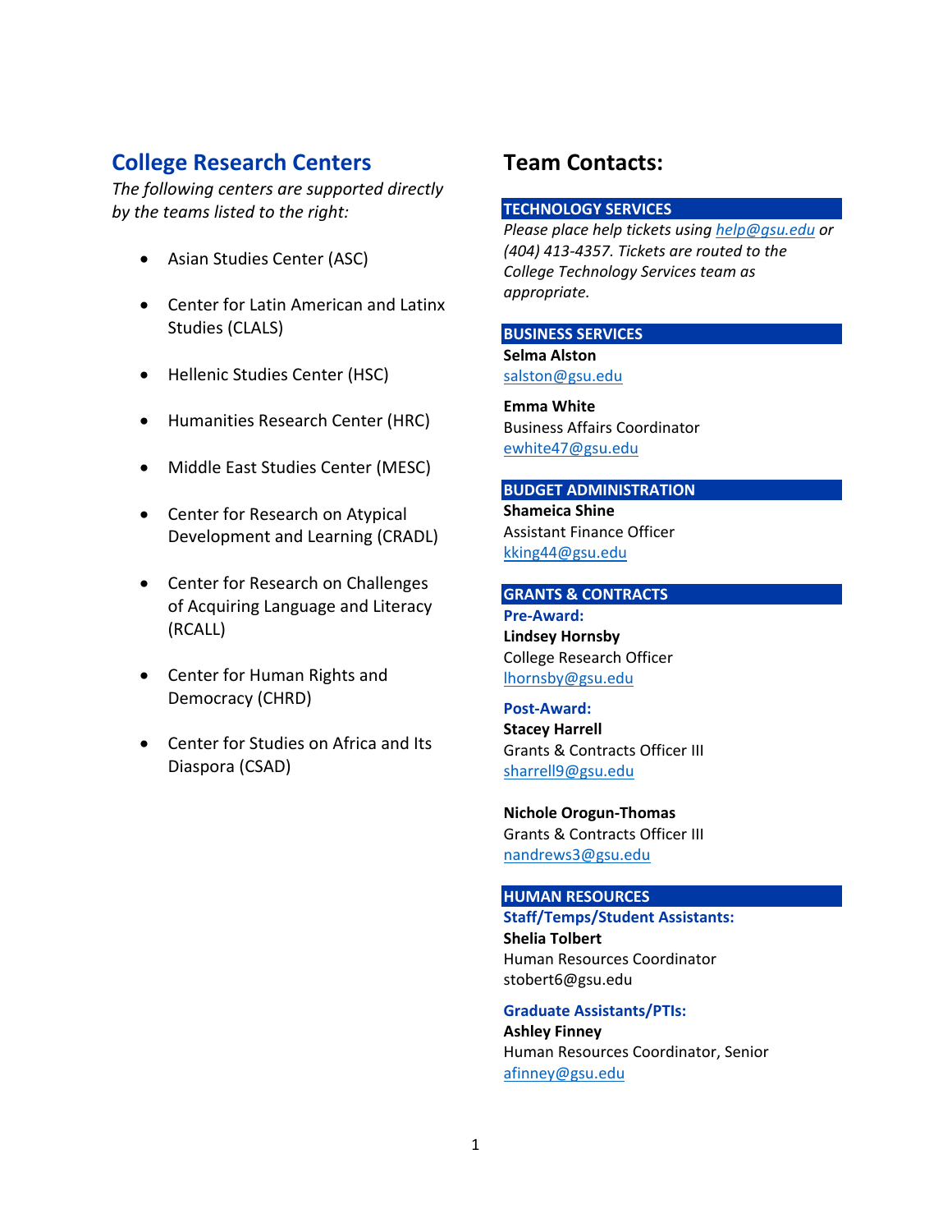## College Research Centers

*The following centers are supported directly by the teams listed to the right:*

- Asian Studies Center (ASC)
- Center for Latin American and Latinx Studies (CLALS)
- Hellenic Studies Center (HSC)
- Humanities Research Center (HRC)
- Middle East Studies Center (MESC)
- Center for Research on Atypical Development and Learning (CRADL)
- Center for Research on Challenges of Acquiring Language and Literacy (RCALL)
- Center for Human Rights and Democracy (CHRD)
- Center for Studies on Africa and Its Diaspora (CSAD)

## Team Contacts:

### TECHNOLOGY SERVICES

*Please place help tickets using help@gsu.edu or (404) 413-4357. Tickets are routed to the College Technology Services team as appropriate.*

### BUSINESS SERVICES

**Selma Alston**
salston@gsu.edu

**Emma White**
Business Affairs Coordinator
ewhite47@gsu.edu

### BUDGET ADMINISTRATION

**Shameica Shine**
Assistant Finance Officer
kking44@gsu.edu

### GRANTS & CONTRACTS

**Pre-Award:**

**Lindsey Hornsby**
College Research Officer
lhornsby@gsu.edu

**Post-Award:**

**Stacey Harrell**
Grants & Contracts Officer III
sharrell9@gsu.edu

**Nichole Orogun-Thomas**
Grants & Contracts Officer III
nandrews3@gsu.edu

### HUMAN RESOURCES

**Staff/Temps/Student Assistants:**

**Shelia Tolbert**
Human Resources Coordinator
stobert6@gsu.edu

**Graduate Assistants/PTIs:**

**Ashley Finney**
Human Resources Coordinator, Senior
afinney@gsu.edu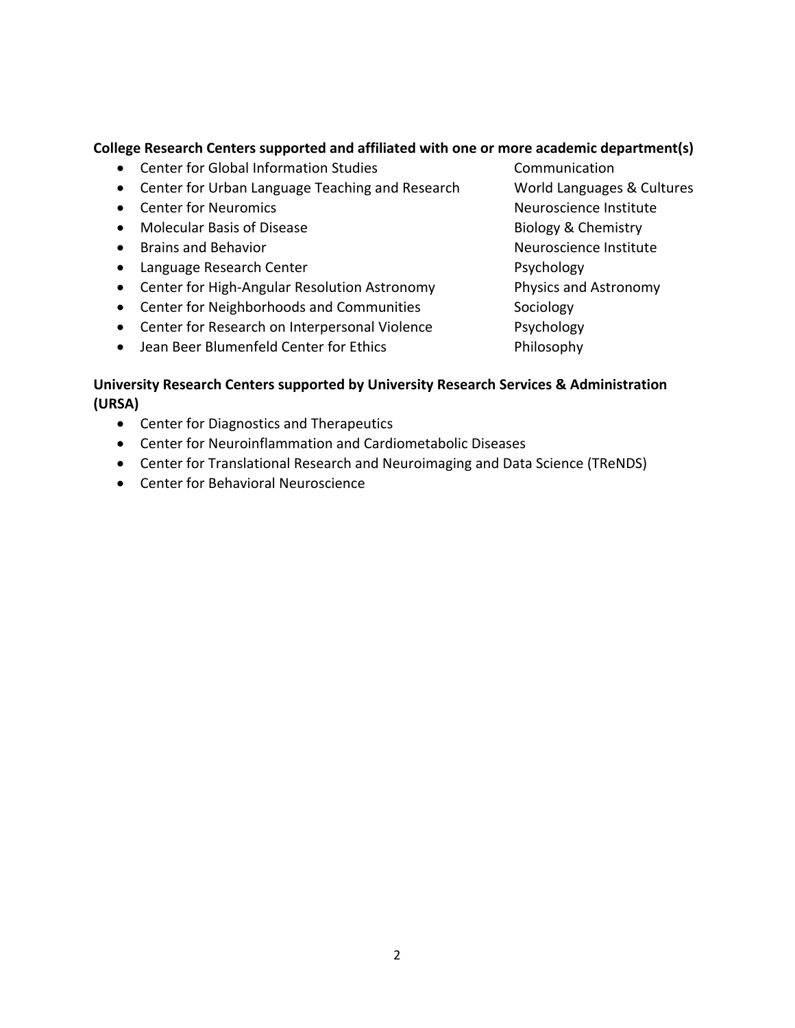**College Research Centers supported and affiliated with one or more academic department(s)**

| | |
|---|---|
| Center for Global Information Studies | Communication |
| Center for Urban Language Teaching and Research | World Languages & Cultures |
| Center for Neuromics | Neuroscience Institute |
| Molecular Basis of Disease | Biology & Chemistry |
| Brains and Behavior | Neuroscience Institute |
| Language Research Center | Psychology |
| Center for High-Angular Resolution Astronomy | Physics and Astronomy |
| Center for Neighborhoods and Communities | Sociology |
| Center for Research on Interpersonal Violence | Psychology |
| Jean Beer Blumenfeld Center for Ethics | Philosophy |

**University Research Centers supported by University Research Services & Administration (URSA)**

- Center for Diagnostics and Therapeutics
- Center for Neuroinflammation and Cardiometabolic Diseases
- Center for Translational Research and Neuroimaging and Data Science (TReNDS)
- Center for Behavioral Neuroscience